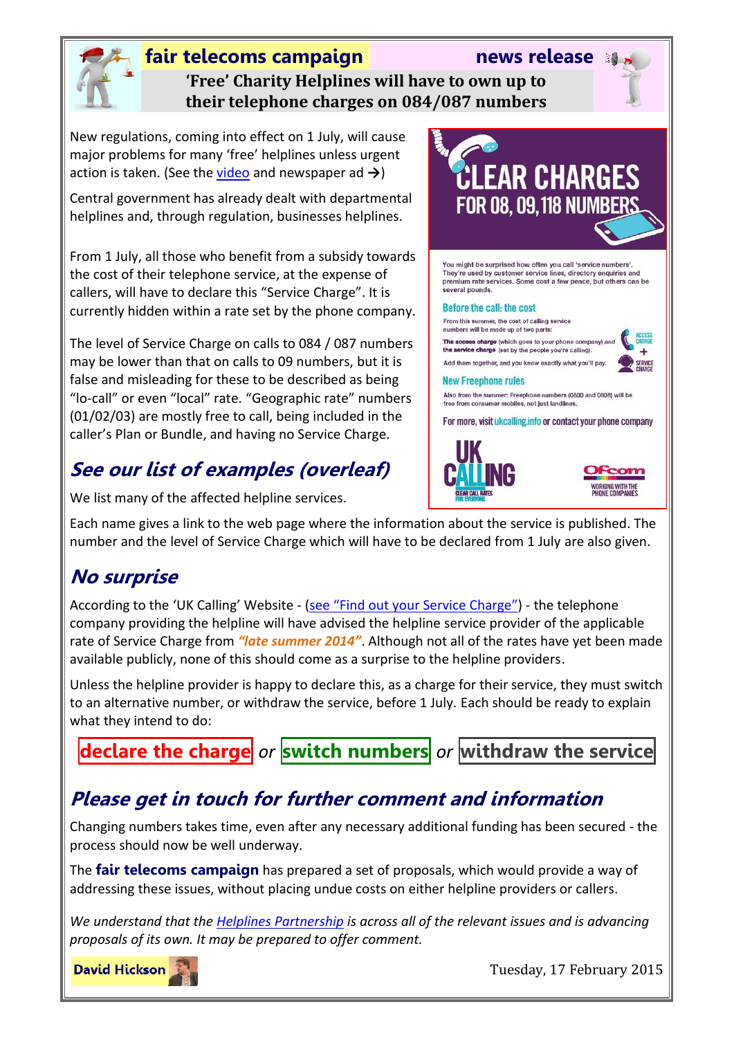**fair telecoms campaign** **news release**

# 'Free' Charity Helplines will have to own up to their telephone charges on 084/087 numbers

New regulations, coming into effect on 1 July, will cause major problems for many 'free' helplines unless urgent action is taken. (See the video and newspaper ad →)

Central government has already dealt with departmental helplines and, through regulation, businesses helplines.

From 1 July, all those who benefit from a subsidy towards the cost of their telephone service, at the expense of callers, will have to declare this "Service Charge". It is currently hidden within a rate set by the phone company.

The level of Service Charge on calls to 084 / 087 numbers may be lower than that on calls to 09 numbers, but it is false and misleading for these to be described as being "lo-call" or even "local" rate. "Geographic rate" numbers (01/02/03) are mostly free to call, being included in the caller's Plan or Bundle, and having no Service Charge.

CLEAR CHARGES FOR 08, 09, 118 NUMBERS

You might be surprised how often you call 'service numbers'. They're used by customer service lines, directory enquiries and premium rate services. Some cost a few pence, but others can be several pounds.

Before the call: the cost

From this summer, the cost of calling service numbers will be made up of two parts:

The access charge (which goes to your phone company) and the service charge (set by the people you're calling).

Add them together, and you know exactly what you'll pay.

ACCESS CHARGE + SERVICE CHARGE

New Freephone rules

Also from the summer: Freephone numbers (0800 and 0808) will be free from consumer mobiles, not just landlines.

For more, visit ukcalling.info or contact your phone company

UK CALLING CLEAR CALL RATES FOR EVERYONE

Ofcom WORKING WITH THE PHONE COMPANIES

## *See our list of examples (overleaf)*

We list many of the affected helpline services.

Each name gives a link to the web page where the information about the service is published. The number and the level of Service Charge which will have to be declared from 1 July are also given.

## *No surprise*

According to the 'UK Calling' Website - (see "Find out your Service Charge") - the telephone company providing the helpline will have advised the helpline service provider of the applicable rate of Service Charge from ***"late summer 2014"***. Although not all of the rates have yet been made available publicly, none of this should come as a surprise to the helpline providers.

Unless the helpline provider is happy to declare this, as a charge for their service, they must switch to an alternative number, or withdraw the service, before 1 July. Each should be ready to explain what they intend to do:

**declare the charge** *or* **switch numbers** *or* **withdraw the service**

## *Please get in touch for further comment and information*

Changing numbers takes time, even after any necessary additional funding has been secured - the process should now be well underway.

The **fair telecoms campaign** has prepared a set of proposals, which would provide a way of addressing these issues, without placing undue costs on either helpline providers or callers.

*We understand that the Helplines Partnership is across all of the relevant issues and is advancing proposals of its own. It may be prepared to offer comment.*

**David Hickson**

Tuesday, 17 February 2015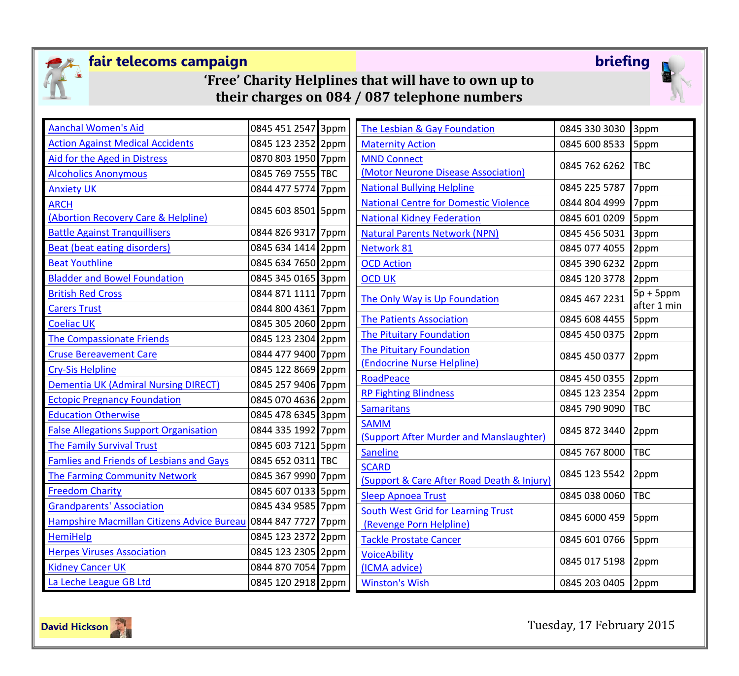**fair telecoms campaign** **briefing**

# 'Free' Charity Helplines that will have to own up to their charges on 084 / 087 telephone numbers

| | | |
|---|---|---|
| Aanchal Women's Aid | 0845 451 2547 | 3ppm |
| Action Against Medical Accidents | 0845 123 2352 | 2ppm |
| Aid for the Aged in Distress | 0870 803 1950 | 7ppm |
| Alcoholics Anonymous | 0845 769 7555 | TBC |
| Anxiety UK | 0844 477 5774 | 7ppm |
| ARCH (Abortion Recovery Care & Helpline) | 0845 603 8501 | 5ppm |
| Battle Against Tranquillisers | 0844 826 9317 | 7ppm |
| Beat (beat eating disorders) | 0845 634 1414 | 2ppm |
| Beat Youthline | 0845 634 7650 | 2ppm |
| Bladder and Bowel Foundation | 0845 345 0165 | 3ppm |
| British Red Cross | 0844 871 1111 | 7ppm |
| Carers Trust | 0844 800 4361 | 7ppm |
| Coeliac UK | 0845 305 2060 | 2ppm |
| The Compassionate Friends | 0845 123 2304 | 2ppm |
| Cruse Bereavement Care | 0844 477 9400 | 7ppm |
| Cry-Sis Helpline | 0845 122 8669 | 2ppm |
| Dementia UK (Admiral Nursing DIRECT) | 0845 257 9406 | 7ppm |
| Ectopic Pregnancy Foundation | 0845 070 4636 | 2ppm |
| Education Otherwise | 0845 478 6345 | 3ppm |
| False Allegations Support Organisation | 0844 335 1992 | 7ppm |
| The Family Survival Trust | 0845 603 7121 | 5ppm |
| Famlies and Friends of Lesbians and Gays | 0845 652 0311 | TBC |
| The Farming Community Network | 0845 367 9990 | 7ppm |
| Freedom Charity | 0845 607 0133 | 5ppm |
| Grandparents' Association | 0845 434 9585 | 7ppm |
| Hampshire Macmillan Citizens Advice Bureau | 0844 847 7727 | 7ppm |
| HemiHelp | 0845 123 2372 | 2ppm |
| Herpes Viruses Association | 0845 123 2305 | 2ppm |
| Kidney Cancer UK | 0844 870 7054 | 7ppm |
| La Leche League GB Ltd | 0845 120 2918 | 2ppm |
| The Lesbian & Gay Foundation | 0845 330 3030 | 3ppm |
| Maternity Action | 0845 600 8533 | 5ppm |
| MND Connect (Motor Neurone Disease Association) | 0845 762 6262 | TBC |
| National Bullying Helpline | 0845 225 5787 | 7ppm |
| National Centre for Domestic Violence | 0844 804 4999 | 7ppm |
| National Kidney Federation | 0845 601 0209 | 5ppm |
| Natural Parents Network (NPN) | 0845 456 5031 | 3ppm |
| Network 81 | 0845 077 4055 | 2ppm |
| OCD Action | 0845 390 6232 | 2ppm |
| OCD UK | 0845 120 3778 | 2ppm |
| The Only Way is Up Foundation | 0845 467 2231 | 5p + 5ppm after 1 min |
| The Patients Association | 0845 608 4455 | 5ppm |
| The Pituitary Foundation | 0845 450 0375 | 2ppm |
| The Pituitary Foundation (Endocrine Nurse Helpline) | 0845 450 0377 | 2ppm |
| RoadPeace | 0845 450 0355 | 2ppm |
| RP Fighting Blindness | 0845 123 2354 | 2ppm |
| Samaritans | 0845 790 9090 | TBC |
| SAMM (Support After Murder and Manslaughter) | 0845 872 3440 | 2ppm |
| Saneline | 0845 767 8000 | TBC |
| SCARD (Support & Care After Road Death & Injury) | 0845 123 5542 | 2ppm |
| Sleep Apnoea Trust | 0845 038 0060 | TBC |
| South West Grid for Learning Trust (Revenge Porn Helpline) | 0845 6000 459 | 5ppm |
| Tackle Prostate Cancer | 0845 601 0766 | 5ppm |
| VoiceAbility (ICMA advice) | 0845 017 5198 | 2ppm |
| Winston's Wish | 0845 203 0405 | 2ppm |

David Hickson

Tuesday, 17 February 2015